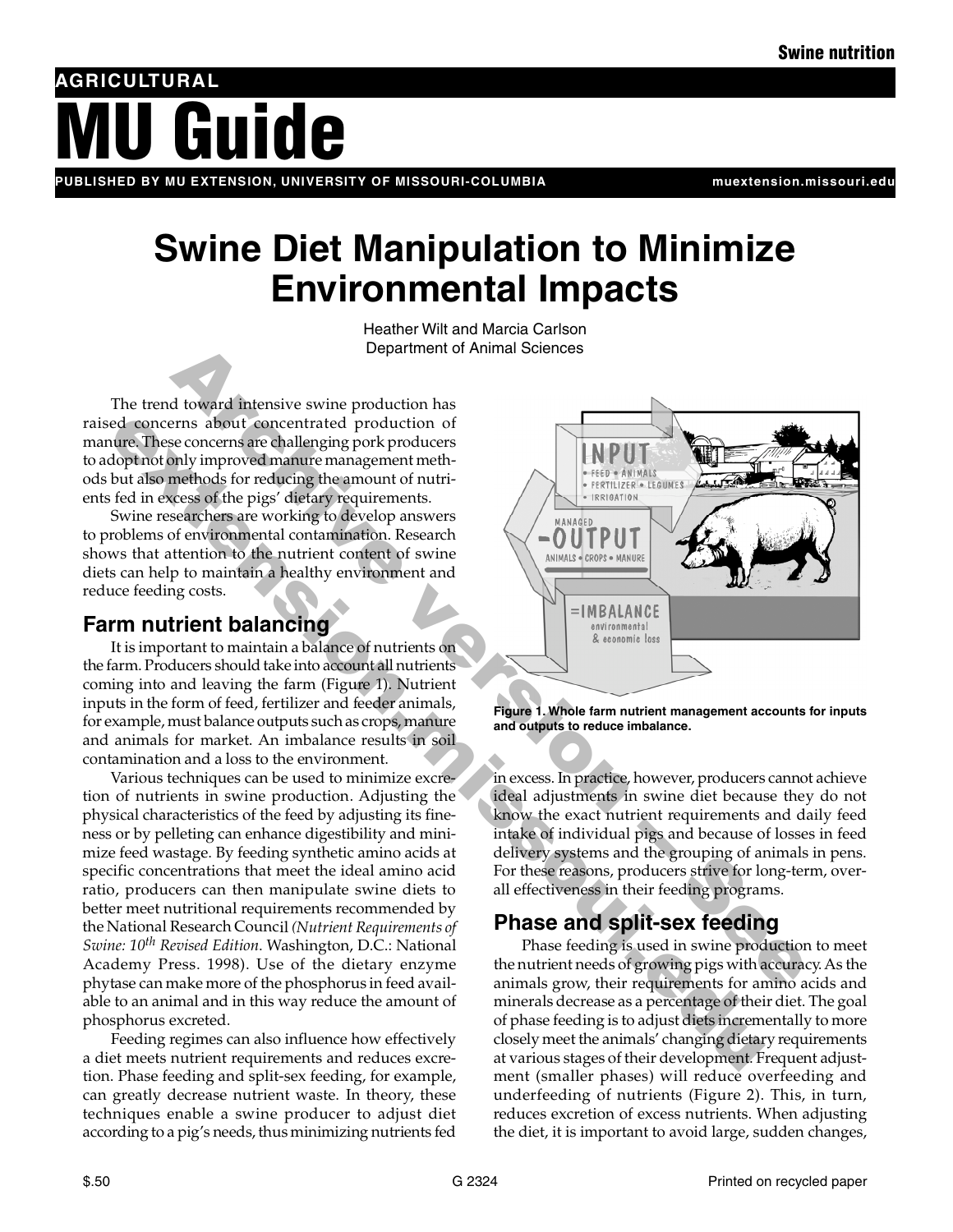Swine nutrition

**AGRICULTURAL**

# MU Guide

**PUBLISHED BY MU EXTENSION, UNIVERSITY OF MISSOURI-COLUMBIA** muextension.missouri.edu

# Swine Diet Manipulation to Minimize Environmental Impacts

Heather Wilt and Marcia Carlson
Department of Animal Sciences

The trend toward intensive swine production has raised concerns about concentrated production of manure. These concerns are challenging pork producers to adopt not only improved manure management methods but also methods for reducing the amount of nutrients fed in excess of the pigs' dietary requirements.

Swine researchers are working to develop answers to problems of environmental contamination. Research shows that attention to the nutrient content of swine diets can help to maintain a healthy environment and reduce feeding costs.

## Farm nutrient balancing

It is important to maintain a balance of nutrients on the farm. Producers should take into account all nutrients coming into and leaving the farm (Figure 1). Nutrient inputs in the form of feed, fertilizer and feeder animals, for example, must balance outputs such as crops, manure and animals for market. An imbalance results in soil contamination and a loss to the environment.

Various techniques can be used to minimize excretion of nutrients in swine production. Adjusting the physical characteristics of the feed by adjusting its fineness or by pelleting can enhance digestibility and minimize feed wastage. By feeding synthetic amino acids at specific concentrations that meet the ideal amino acid ratio, producers can then manipulate swine diets to better meet nutritional requirements recommended by the National Research Council *(Nutrient Requirements of Swine: 10th Revised Edition*. Washington, D.C.: National Academy Press. 1998). Use of the dietary enzyme phytase can make more of the phosphorus in feed available to an animal and in this way reduce the amount of phosphorus excreted.

Feeding regimes can also influence how effectively a diet meets nutrient requirements and reduces excretion. Phase feeding and split-sex feeding, for example, can greatly decrease nutrient waste. In theory, these techniques enable a swine producer to adjust diet according to a pig's needs, thus minimizing nutrients fed in excess. In practice, however, producers cannot achieve ideal adjustments in swine diet because they do not know the exact nutrient requirements and daily feed intake of individual pigs and because of losses in feed delivery systems and the grouping of animals in pens. For these reasons, producers strive for long-term, overall effectiveness in their feeding programs.

**Figure 1. Whole farm nutrient management accounts for inputs and outputs to reduce imbalance.**

## Phase and split-sex feeding

Phase feeding is used in swine production to meet the nutrient needs of growing pigs with accuracy. As the animals grow, their requirements for amino acids and minerals decrease as a percentage of their diet. The goal of phase feeding is to adjust diets incrementally to more closely meet the animals' changing dietary requirements at various stages of their development. Frequent adjustment (smaller phases) will reduce overfeeding and underfeeding of nutrients (Figure 2). This, in turn, reduces excretion of excess nutrients. When adjusting the diet, it is important to avoid large, sudden changes,

$.50 G 2324 Printed on recycled paper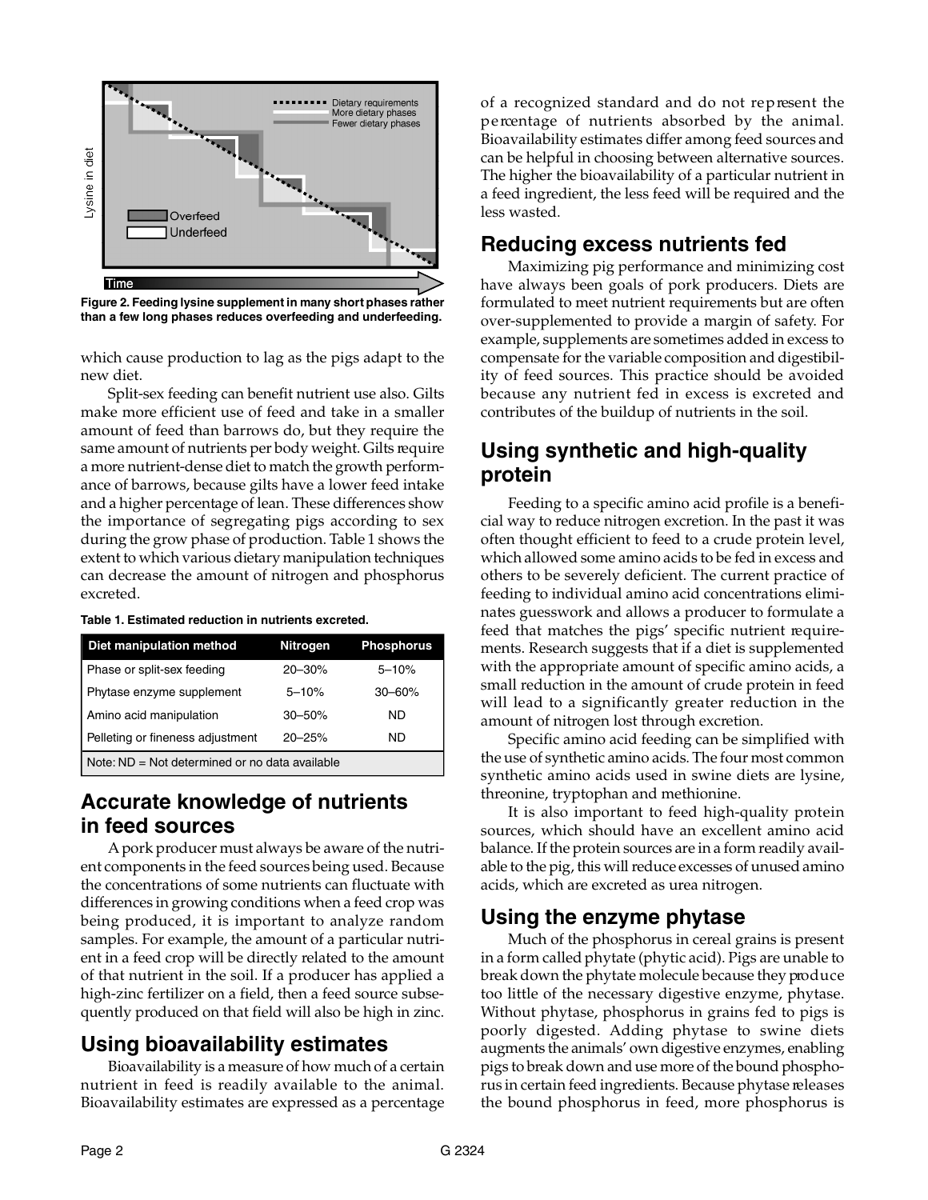Figure 2. Feeding lysine supplement in many short phases rather than a few long phases reduces overfeeding and underfeeding.

which cause production to lag as the pigs adapt to the new diet.

Split-sex feeding can benefit nutrient use also. Gilts make more efficient use of feed and take in a smaller amount of feed than barrows do, but they require the same amount of nutrients per body weight. Gilts require a more nutrient-dense diet to match the growth performance of barrows, because gilts have a lower feed intake and a higher percentage of lean. These differences show the importance of segregating pigs according to sex during the grow phase of production. Table 1 shows the extent to which various dietary manipulation techniques can decrease the amount of nitrogen and phosphorus excreted.

**Table 1. Estimated reduction in nutrients excreted.**

| Diet manipulation method | Nitrogen | Phosphorus |
|---|---|---|
| Phase or split-sex feeding | 20–30% | 5–10% |
| Phytase enzyme supplement | 5–10% | 30–60% |
| Amino acid manipulation | 30–50% | ND |
| Pelleting or fineness adjustment | 20–25% | ND |
| Note: ND = Not determined or no data available | | |

## Accurate knowledge of nutrients in feed sources

A pork producer must always be aware of the nutrient components in the feed sources being used. Because the concentrations of some nutrients can fluctuate with differences in growing conditions when a feed crop was being produced, it is important to analyze random samples. For example, the amount of a particular nutrient in a feed crop will be directly related to the amount of that nutrient in the soil. If a producer has applied a high-zinc fertilizer on a field, then a feed source subsequently produced on that field will also be high in zinc.

## Using bioavailability estimates

Bioavailability is a measure of how much of a certain nutrient in feed is readily available to the animal. Bioavailability estimates are expressed as a percentage of a recognized standard and do not represent the percentage of nutrients absorbed by the animal. Bioavailability estimates differ among feed sources and can be helpful in choosing between alternative sources. The higher the bioavailability of a particular nutrient in a feed ingredient, the less feed will be required and the less wasted.

## Reducing excess nutrients fed

Maximizing pig performance and minimizing cost have always been goals of pork producers. Diets are formulated to meet nutrient requirements but are often over-supplemented to provide a margin of safety. For example, supplements are sometimes added in excess to compensate for the variable composition and digestibility of feed sources. This practice should be avoided because any nutrient fed in excess is excreted and contributes of the buildup of nutrients in the soil.

## Using synthetic and high-quality protein

Feeding to a specific amino acid profile is a beneficial way to reduce nitrogen excretion. In the past it was often thought efficient to feed to a crude protein level, which allowed some amino acids to be fed in excess and others to be severely deficient. The current practice of feeding to individual amino acid concentrations eliminates guesswork and allows a producer to formulate a feed that matches the pigs' specific nutrient requirements. Research suggests that if a diet is supplemented with the appropriate amount of specific amino acids, a small reduction in the amount of crude protein in feed will lead to a significantly greater reduction in the amount of nitrogen lost through excretion.

Specific amino acid feeding can be simplified with the use of synthetic amino acids. The four most common synthetic amino acids used in swine diets are lysine, threonine, tryptophan and methionine.

It is also important to feed high-quality protein sources, which should have an excellent amino acid balance. If the protein sources are in a form readily available to the pig, this will reduce excesses of unused amino acids, which are excreted as urea nitrogen.

## Using the enzyme phytase

Much of the phosphorus in cereal grains is present in a form called phytate (phytic acid). Pigs are unable to break down the phytate molecule because they produce too little of the necessary digestive enzyme, phytase. Without phytase, phosphorus in grains fed to pigs is poorly digested. Adding phytase to swine diets augments the animals' own digestive enzymes, enabling pigs to break down and use more of the bound phosphorus in certain feed ingredients. Because phytase releases the bound phosphorus in feed, more phosphorus is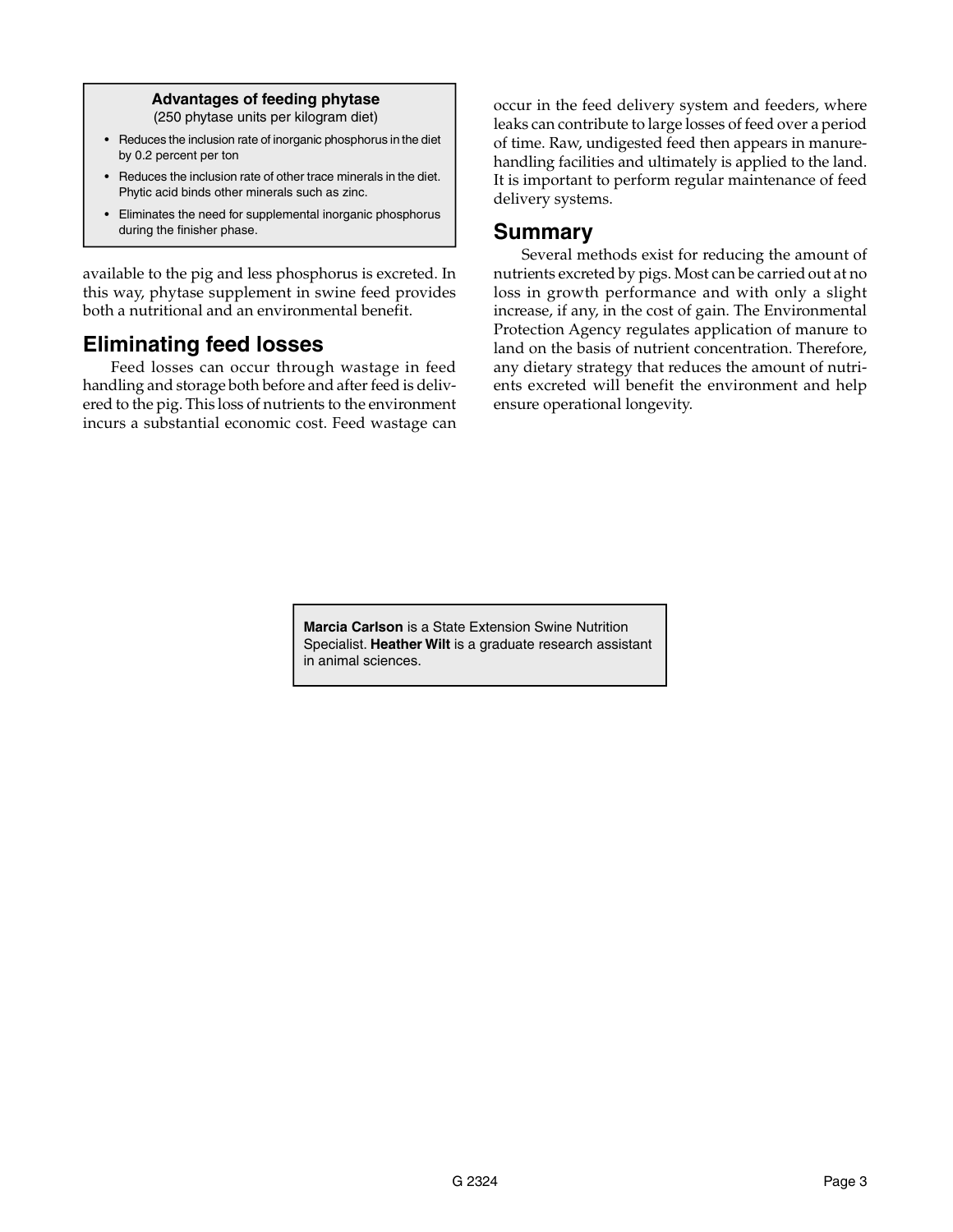**Advantages of feeding phytase**
(250 phytase units per kilogram diet)

- Reduces the inclusion rate of inorganic phosphorus in the diet by 0.2 percent per ton
- Reduces the inclusion rate of other trace minerals in the diet. Phytic acid binds other minerals such as zinc.
- Eliminates the need for supplemental inorganic phosphorus during the finisher phase.

available to the pig and less phosphorus is excreted. In this way, phytase supplement in swine feed provides both a nutritional and an environmental benefit.

## Eliminating feed losses

Feed losses can occur through wastage in feed handling and storage both before and after feed is delivered to the pig. This loss of nutrients to the environment incurs a substantial economic cost. Feed wastage can occur in the feed delivery system and feeders, where leaks can contribute to large losses of feed over a period of time. Raw, undigested feed then appears in manure-handling facilities and ultimately is applied to the land. It is important to perform regular maintenance of feed delivery systems.

## Summary

Several methods exist for reducing the amount of nutrients excreted by pigs. Most can be carried out at no loss in growth performance and with only a slight increase, if any, in the cost of gain. The Environmental Protection Agency regulates application of manure to land on the basis of nutrient concentration. Therefore, any dietary strategy that reduces the amount of nutrients excreted will benefit the environment and help ensure operational longevity.

**Marcia Carlson** is a State Extension Swine Nutrition Specialist. **Heather Wilt** is a graduate research assistant in animal sciences.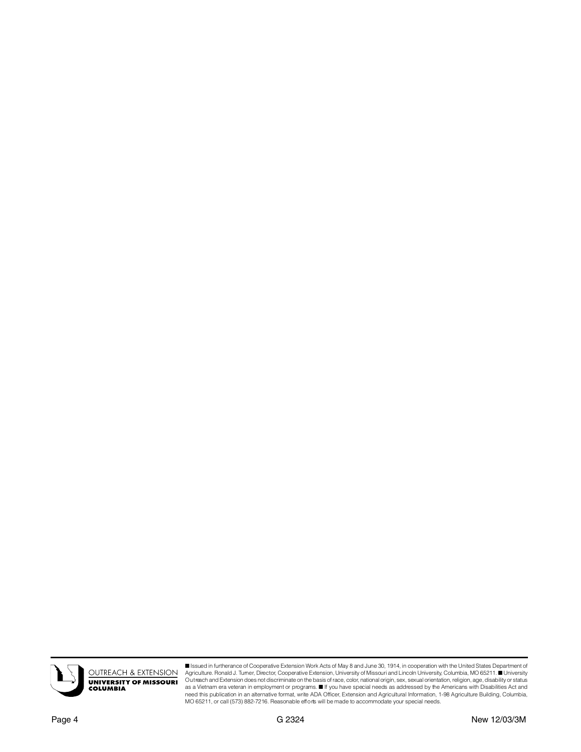OUTREACH & EXTENSION
**UNIVERSITY OF MISSOURI**
**COLUMBIA**

■ Issued in furtherance of Cooperative Extension Work Acts of May 8 and June 30, 1914, in cooperation with the United States Department of Agriculture. Ronald J. Turner, Director, Cooperative Extension, University of Missouri and Lincoln University, Columbia, MO 65211. ■ University Outreach and Extension does not discriminate on the basis of race, color, national origin, sex, sexual orientation, religion, age, disability or status as a Vietnam era veteran in employment or programs. ■ If you have special needs as addressed by the Americans with Disabilities Act and need this publication in an alternative format, write ADA Officer, Extension and Agricultural Information, 1-98 Agriculture Building, Columbia, MO 65211, or call (573) 882-7216. Reasonable efforts will be made to accommodate your special needs.

G 2324 New 12/03/3M